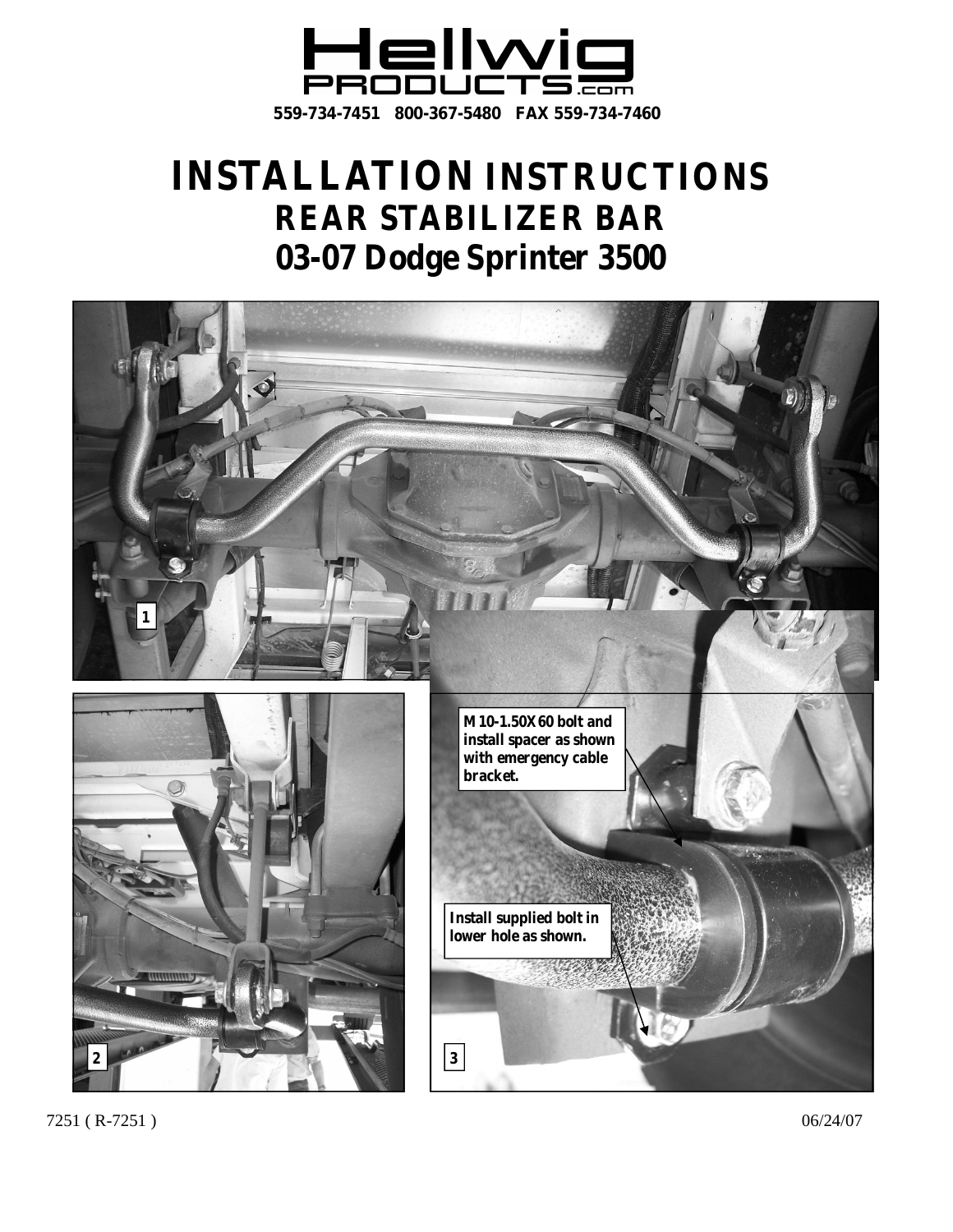Hellwig PRODUCTS.com

559-734-7451 800-367-5480 FAX 559-734-7460

# INSTALLATION INSTRUCTIONS
## REAR STABILIZER BAR
## 03-07 Dodge Sprinter 3500

1

2

3

M10-1.50X60 bolt and install spacer as shown with emergency cable bracket.

Install supplied bolt in lower hole as shown.

7251 ( R-7251 ) 06/24/07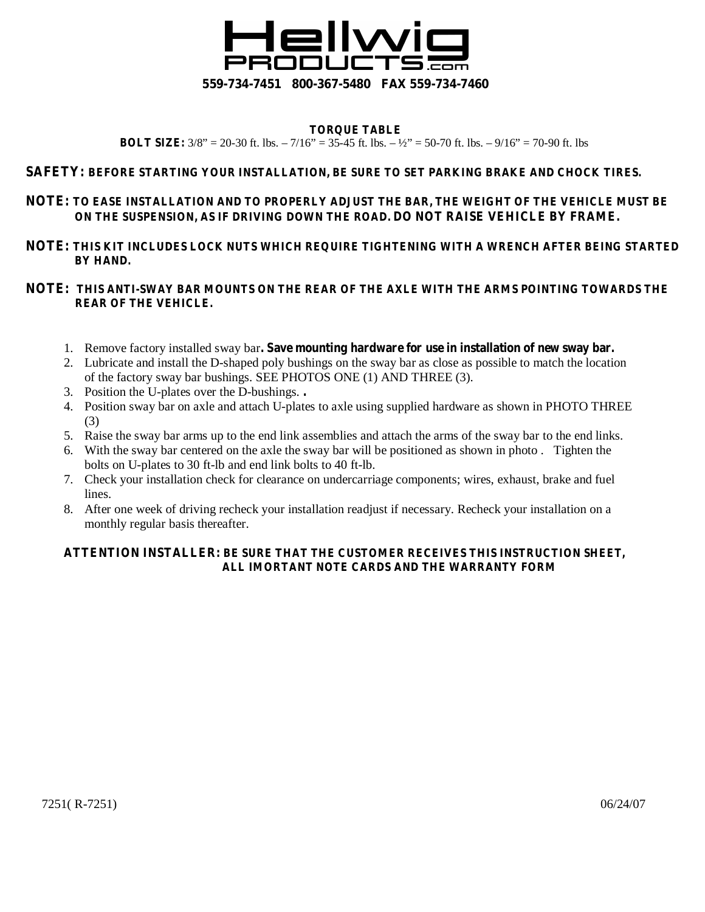# Hellwig PRODUCTS.com

**559-734-7451 800-367-5480 FAX 559-734-7460**

**TORQUE TABLE**

**BOLT SIZE:** 3/8" = 20-30 ft. lbs. – 7/16" = 35-45 ft. lbs. – ½" = 50-70 ft. lbs. – 9/16" = 70-90 ft. lbs

**SAFETY: BEFORE STARTING YOUR INSTALLATION, BE SURE TO SET PARKING BRAKE AND CHOCK TIRES.**

**NOTE: TO EASE INSTALLATION AND TO PROPERLY ADJUST THE BAR, THE WEIGHT OF THE VEHICLE MUST BE ON THE SUSPENSION, AS IF DRIVING DOWN THE ROAD. DO NOT RAISE VEHICLE BY FRAME.**

**NOTE: THIS KIT INCLUDES LOCK NUTS WHICH REQUIRE TIGHTENING WITH A WRENCH AFTER BEING STARTED BY HAND.**

**NOTE: THIS ANTI-SWAY BAR MOUNTS ON THE REAR OF THE AXLE WITH THE ARMS POINTING TOWARDS THE REAR OF THE VEHICLE.**

1. Remove factory installed sway bar**. Save mounting hardware for use in installation of new sway bar.**
2. Lubricate and install the D-shaped poly bushings on the sway bar as close as possible to match the location of the factory sway bar bushings. SEE PHOTOS ONE (1) AND THREE (3).
3. Position the U-plates over the D-bushings. **.**
4. Position sway bar on axle and attach U-plates to axle using supplied hardware as shown in PHOTO THREE (3)
5. Raise the sway bar arms up to the end link assemblies and attach the arms of the sway bar to the end links.
6. With the sway bar centered on the axle the sway bar will be positioned as shown in photo . Tighten the bolts on U-plates to 30 ft-lb and end link bolts to 40 ft-lb.
7. Check your installation check for clearance on undercarriage components; wires, exhaust, brake and fuel lines.
8. After one week of driving recheck your installation readjust if necessary. Recheck your installation on a monthly regular basis thereafter.

**ATTENTION INSTALLER: BE SURE THAT THE CUSTOMER RECEIVES THIS INSTRUCTION SHEET, ALL IMORTANT NOTE CARDS AND THE WARRANTY FORM**

7251( R-7251) 06/24/07